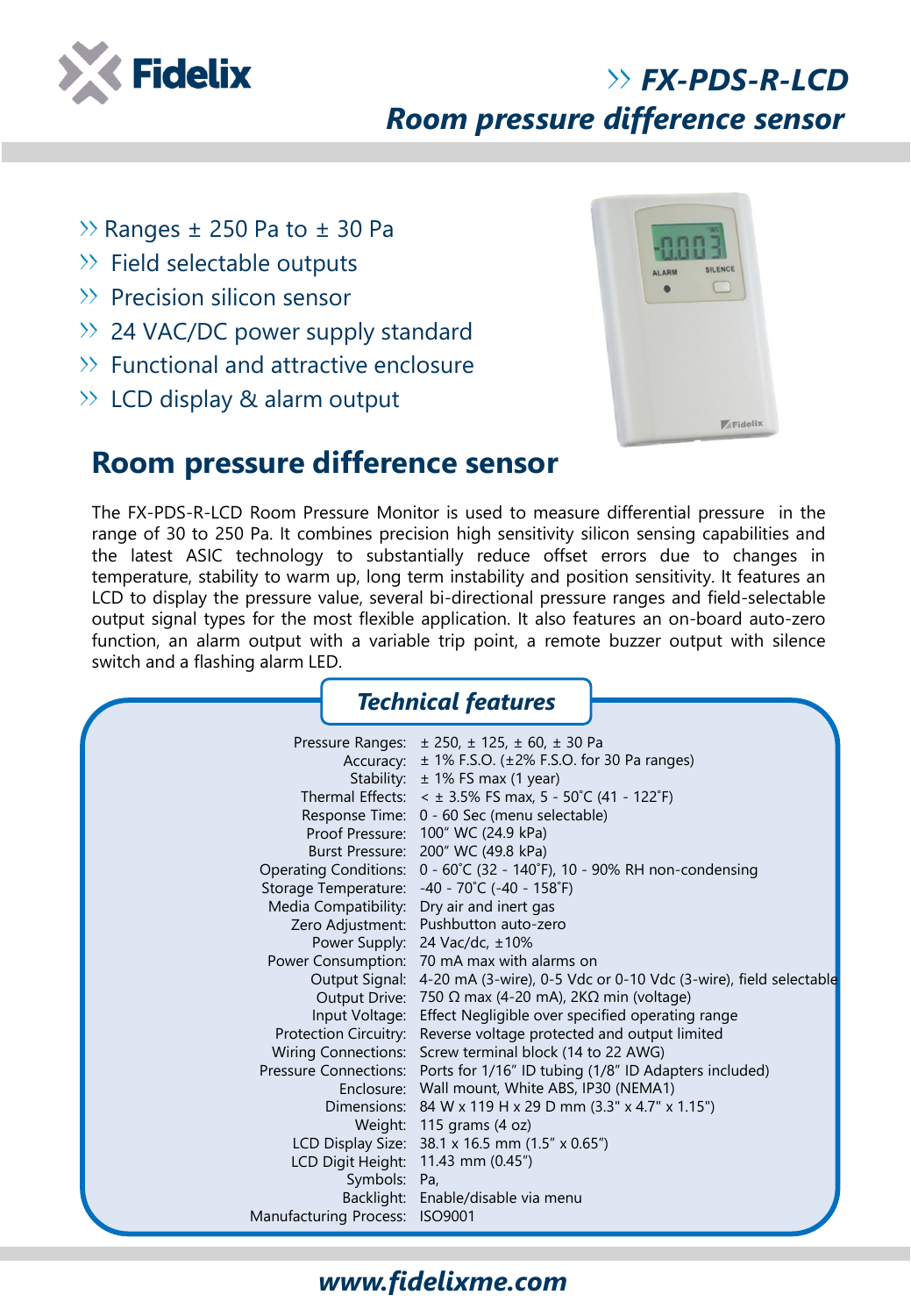# FX-PDS-R-LCD

## Room pressure difference sensor

- Ranges ± 250 Pa to ± 30 Pa
- Field selectable outputs
- Precision silicon sensor
- 24 VAC/DC power supply standard
- Functional and attractive enclosure
- LCD display & alarm output

## Room pressure difference sensor

The FX-PDS-R-LCD Room Pressure Monitor is used to measure differential pressure in the range of 30 to 250 Pa. It combines precision high sensitivity silicon sensing capabilities and the latest ASIC technology to substantially reduce offset errors due to changes in temperature, stability to warm up, long term instability and position sensitivity. It features an LCD to display the pressure value, several bi-directional pressure ranges and field-selectable output signal types for the most flexible application. It also features an on-board auto-zero function, an alarm output with a variable trip point, a remote buzzer output with silence switch and a flashing alarm LED.

### Technical features

| | |
|---|---|
| Pressure Ranges: | ± 250, ± 125, ± 60, ± 30 Pa |
| Accuracy: | ± 1% F.S.O. (±2% F.S.O. for 30 Pa ranges) |
| Stability: | ± 1% FS max (1 year) |
| Thermal Effects: | < ± 3.5% FS max, 5 - 50˚C (41 - 122˚F) |
| Response Time: | 0 - 60 Sec (menu selectable) |
| Proof Pressure: | 100" WC (24.9 kPa) |
| Burst Pressure: | 200" WC (49.8 kPa) |
| Operating Conditions: | 0 - 60˚C (32 - 140˚F), 10 - 90% RH non-condensing |
| Storage Temperature: | -40 - 70˚C (-40 - 158˚F) |
| Media Compatibility: | Dry air and inert gas |
| Zero Adjustment: | Pushbutton auto-zero |
| Power Supply: | 24 Vac/dc, ±10% |
| Power Consumption: | 70 mA max with alarms on |
| Output Signal: | 4-20 mA (3-wire), 0-5 Vdc or 0-10 Vdc (3-wire), field selectable |
| Output Drive: | 750 Ω max (4-20 mA), 2KΩ min (voltage) |
| Input Voltage: | Effect Negligible over specified operating range |
| Protection Circuitry: | Reverse voltage protected and output limited |
| Wiring Connections: | Screw terminal block (14 to 22 AWG) |
| Pressure Connections: | Ports for 1/16" ID tubing (1/8" ID Adapters included) |
| Enclosure: | Wall mount, White ABS, IP30 (NEMA1) |
| Dimensions: | 84 W x 119 H x 29 D mm (3.3" x 4.7" x 1.15") |
| Weight: | 115 grams (4 oz) |
| LCD Display Size: | 38.1 x 16.5 mm (1.5" x 0.65") |
| LCD Digit Height: | 11.43 mm (0.45") |
| Symbols: | Pa, |
| Backlight: | Enable/disable via menu |
| Manufacturing Process: | ISO9001 |

**www.fidelixme.com**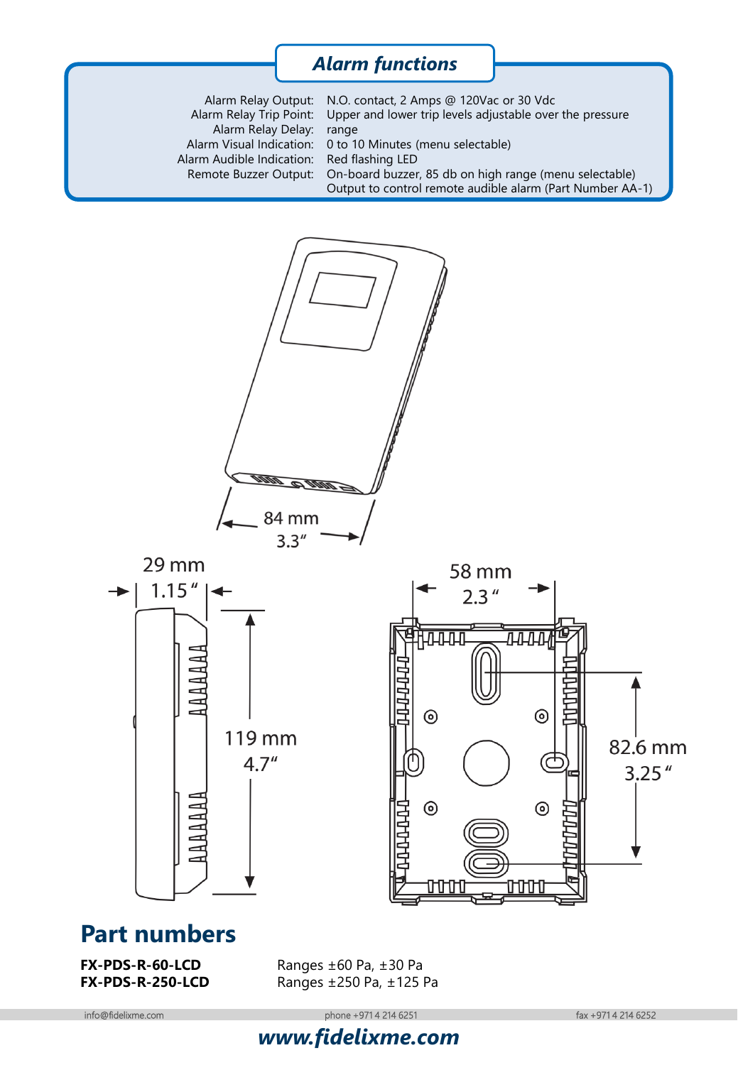## Alarm functions

| | |
|---|---|
| Alarm Relay Output: | N.O. contact, 2 Amps @ 120Vac or 30 Vdc |
| Alarm Relay Trip Point: | Upper and lower trip levels adjustable over the pressure range |
| Alarm Relay Delay: | 0 to 10 Minutes (menu selectable) |
| Alarm Visual Indication: | Red flashing LED |
| Alarm Audible Indication: | On-board buzzer, 85 db on high range (menu selectable) |
| Remote Buzzer Output: | Output to control remote audible alarm (Part Number AA-1) |

84 mm
3.3"

29 mm
1.15"

119 mm
4.7"

58 mm
2.3"

82.6 mm
3.25"

## Part numbers

**FX-PDS-R-60-LCD** Ranges ±60 Pa, ±30 Pa
**FX-PDS-R-250-LCD** Ranges ±250 Pa, ±125 Pa

info@fidelixme.com phone +971 4 214 6251 fax +971 4 214 6252

***www.fidelixme.com***